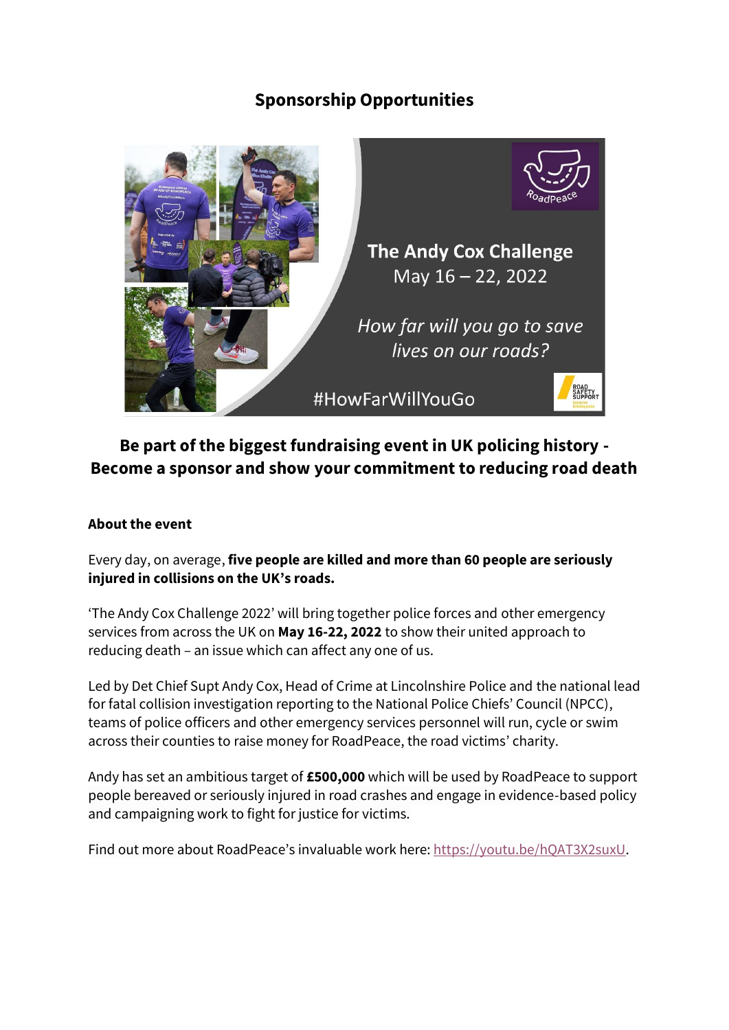# Sponsorship Opportunities

## Be part of the biggest fundraising event in UK policing history - Become a sponsor and show your commitment to reducing road death

**About the event**

Every day, on average, **five people are killed and more than 60 people are seriously injured in collisions on the UK's roads.**

'The Andy Cox Challenge 2022' will bring together police forces and other emergency services from across the UK on **May 16-22, 2022** to show their united approach to reducing death – an issue which can affect any one of us.

Led by Det Chief Supt Andy Cox, Head of Crime at Lincolnshire Police and the national lead for fatal collision investigation reporting to the National Police Chiefs' Council (NPCC), teams of police officers and other emergency services personnel will run, cycle or swim across their counties to raise money for RoadPeace, the road victims' charity.

Andy has set an ambitious target of **£500,000** which will be used by RoadPeace to support people bereaved or seriously injured in road crashes and engage in evidence-based policy and campaigning work to fight for justice for victims.

Find out more about RoadPeace's invaluable work here: [https://youtu.be/hQAT3X2suxU](https://youtu.be/hQAT3X2suxU).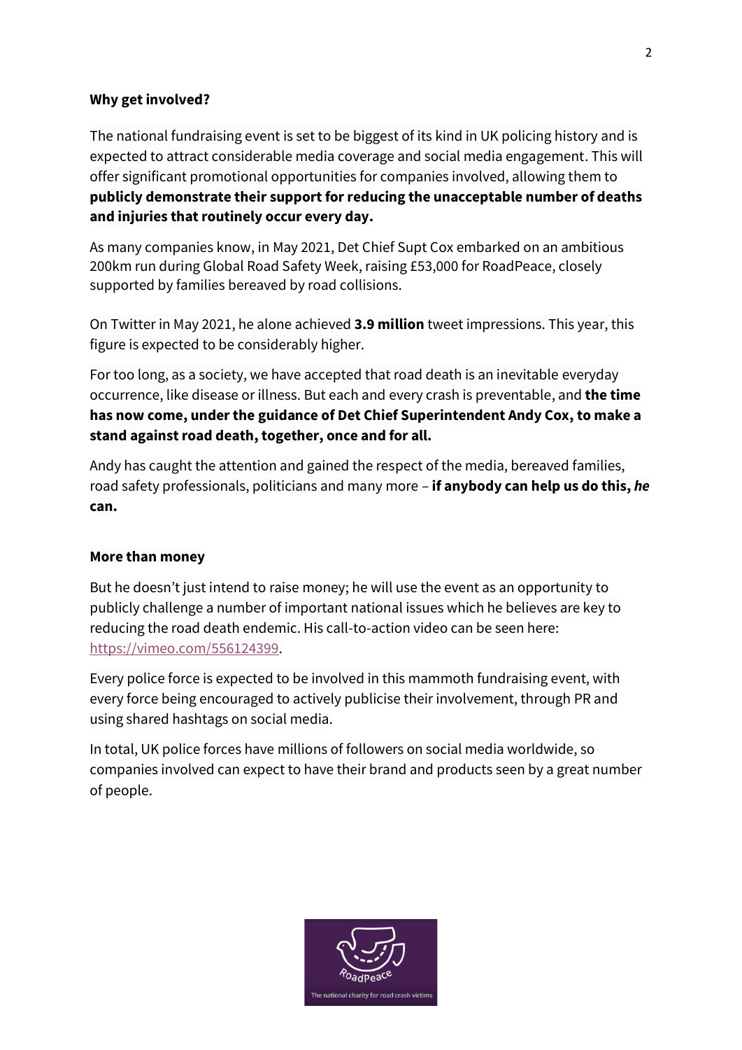**Why get involved?**

The national fundraising event is set to be biggest of its kind in UK policing history and is expected to attract considerable media coverage and social media engagement. This will offer significant promotional opportunities for companies involved, allowing them to **publicly demonstrate their support for reducing the unacceptable number of deaths and injuries that routinely occur every day.**

As many companies know, in May 2021, Det Chief Supt Cox embarked on an ambitious 200km run during Global Road Safety Week, raising £53,000 for RoadPeace, closely supported by families bereaved by road collisions.

On Twitter in May 2021, he alone achieved **3.9 million** tweet impressions. This year, this figure is expected to be considerably higher.

For too long, as a society, we have accepted that road death is an inevitable everyday occurrence, like disease or illness. But each and every crash is preventable, and **the time has now come, under the guidance of Det Chief Superintendent Andy Cox, to make a stand against road death, together, once and for all.**

Andy has caught the attention and gained the respect of the media, bereaved families, road safety professionals, politicians and many more – **if anybody can help us do this, *he* can.**

**More than money**

But he doesn't just intend to raise money; he will use the event as an opportunity to publicly challenge a number of important national issues which he believes are key to reducing the road death endemic. His call-to-action video can be seen here: https://vimeo.com/556124399.

Every police force is expected to be involved in this mammoth fundraising event, with every force being encouraged to actively publicise their involvement, through PR and using shared hashtags on social media.

In total, UK police forces have millions of followers on social media worldwide, so companies involved can expect to have their brand and products seen by a great number of people.

RoadPeace
The national charity for road crash victims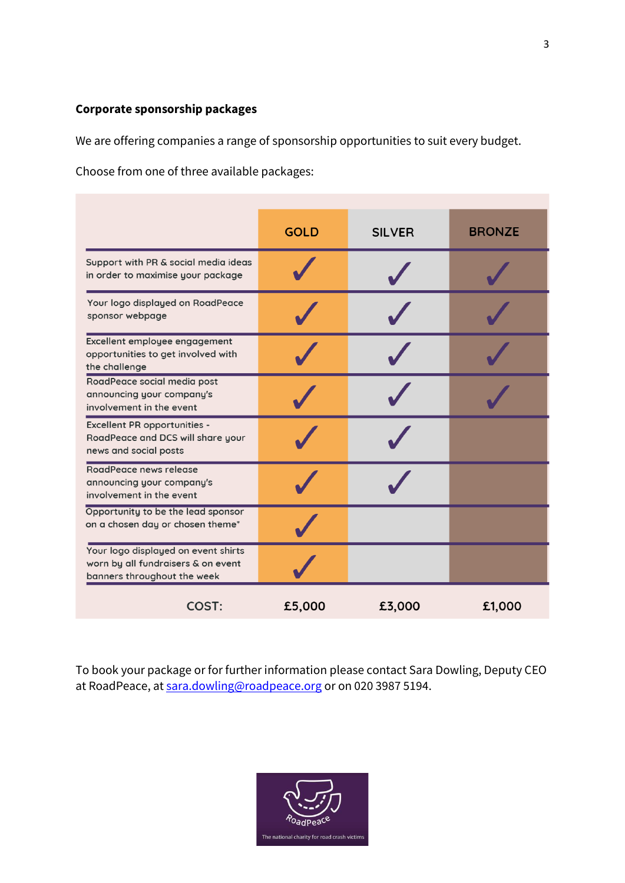**Corporate sponsorship packages**

We are offering companies a range of sponsorship opportunities to suit every budget.

Choose from one of three available packages:

| | GOLD | SILVER | BRONZE |
|---|---|---|---|
| Support with PR & social media ideas in order to maximise your package | ✓ | ✓ | ✓ |
| Your logo displayed on RoadPeace sponsor webpage | ✓ | ✓ | ✓ |
| Excellent employee engagement opportunities to get involved with the challenge | ✓ | ✓ | ✓ |
| RoadPeace social media post announcing your company's involvement in the event | ✓ | ✓ | ✓ |
| Excellent PR opportunities - RoadPeace and DCS will share your news and social posts | ✓ | ✓ | |
| RoadPeace news release announcing your company's involvement in the event | ✓ | ✓ | |
| Opportunity to be the lead sponsor on a chosen day or chosen theme* | ✓ | | |
| Your logo displayed on event shirts worn by all fundraisers & on event banners throughout the week | ✓ | | |
| COST: | £5,000 | £3,000 | £1,000 |

To book your package or for further information please contact Sara Dowling, Deputy CEO at RoadPeace, at sara.dowling@roadpeace.org or on 020 3987 5194.

RoadPeace
The national charity for road crash victims